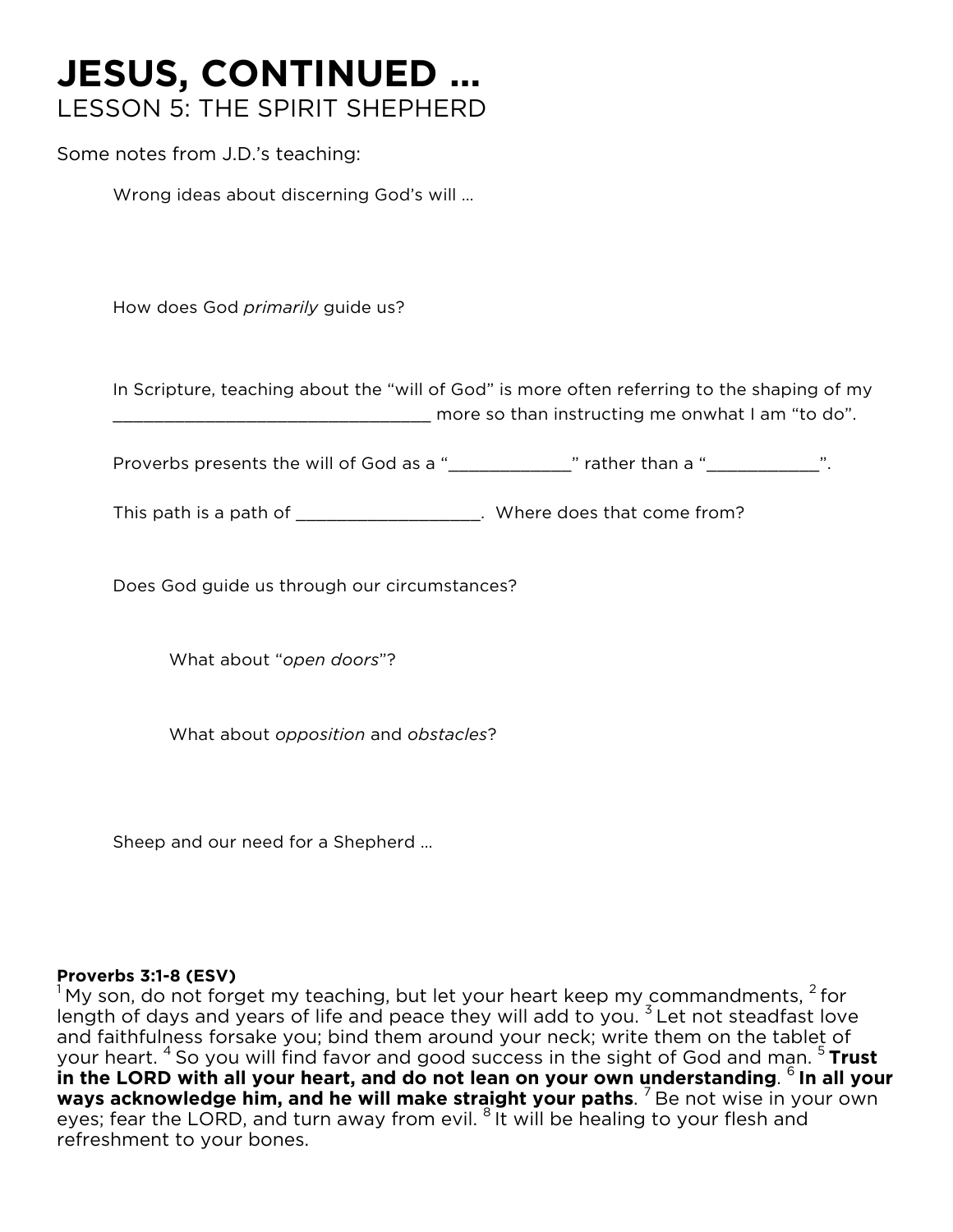# JESUS, CONTINUED …

## LESSON 5: THE SPIRIT SHEPHERD

Some notes from J.D.'s teaching:

Wrong ideas about discerning God's will …

How does God *primarily* guide us?

In Scripture, teaching about the "will of God" is more often referring to the shaping of my _________________________________ more so than instructing me onwhat I am "to do".

Proverbs presents the will of God as a "_____________" rather than a "____________".

This path is a path of ___________________. Where does that come from?

Does God guide us through our circumstances?

What about "*open doors*"?

What about *opposition* and *obstacles*?

Sheep and our need for a Shepherd …

**Proverbs 3:1-8 (ESV)**
[1] My son, do not forget my teaching, but let your heart keep my commandments, [2] for length of days and years of life and peace they will add to you. [3] Let not steadfast love and faithfulness forsake you; bind them around your neck; write them on the tablet of your heart. [4] So you will find favor and good success in the sight of God and man. [5] **Trust in the LORD with all your heart, and do not lean on your own understanding**. [6] **In all your ways acknowledge him, and he will make straight your paths**. [7] Be not wise in your own eyes; fear the LORD, and turn away from evil. [8] It will be healing to your flesh and refreshment to your bones.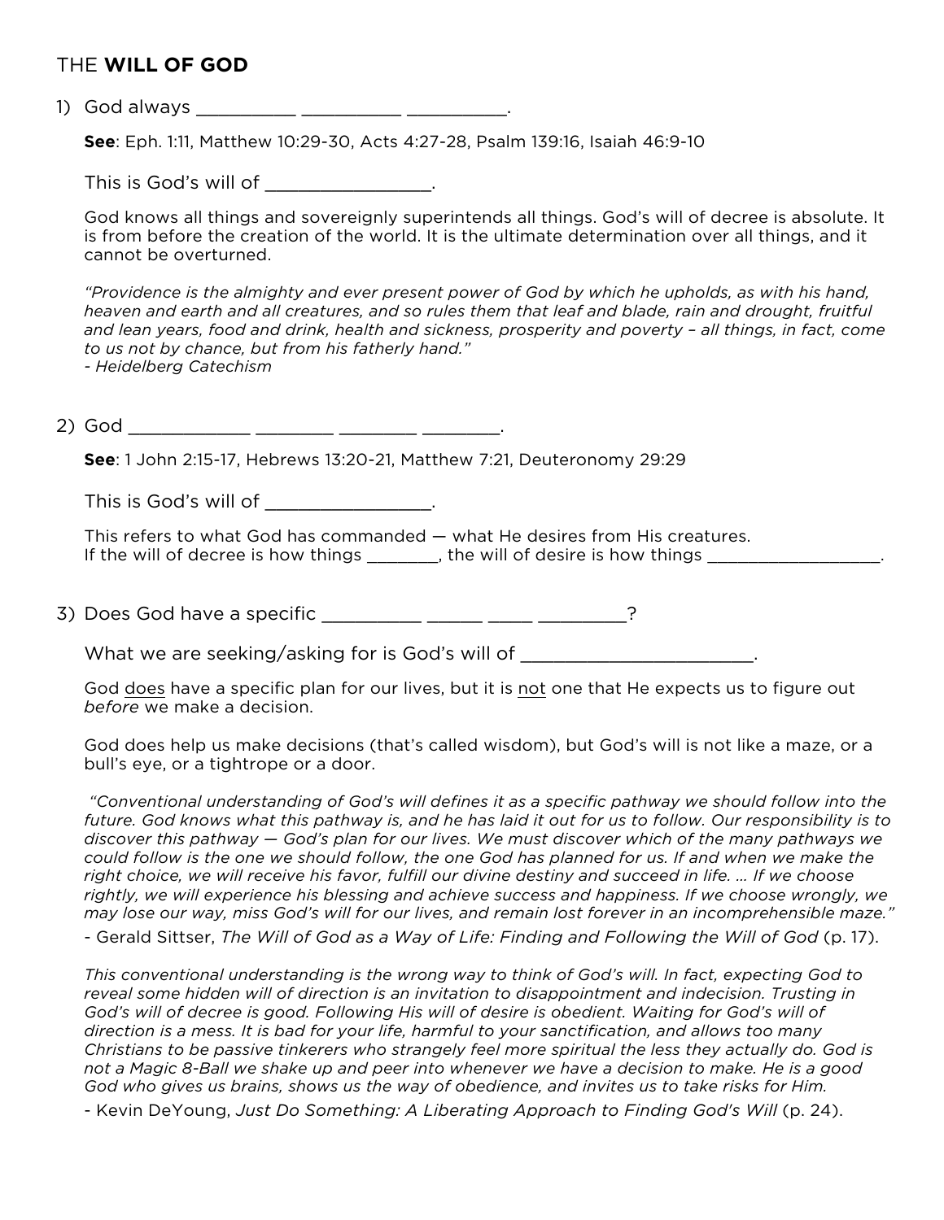// THE **WILL OF GOD**

1) God always __________ __________ __________.

   **See**: Eph. 1:11, Matthew 10:29-30, Acts 4:27-28, Psalm 139:16, Isaiah 46:9-10

   This is God's will of ________________.

   God knows all things and sovereignly superintends all things. God's will of decree is absolute. It is from before the creation of the world. It is the ultimate determination over all things, and it cannot be overturned.

   *"Providence is the almighty and ever present power of God by which he upholds, as with his hand, heaven and earth and all creatures, and so rules them that leaf and blade, rain and drought, fruitful and lean years, food and drink, health and sickness, prosperity and poverty – all things, in fact, come to us not by chance, but from his fatherly hand."*
   *- Heidelberg Catechism*

2) God ____________ ________ ________ ________.

   **See**: 1 John 2:15-17, Hebrews 13:20-21, Matthew 7:21, Deuteronomy 29:29

   This is God's will of ________________.

   This refers to what God has commanded — what He desires from His creatures.
   If the will of decree is how things _______, the will of desire is how things __________________.

3) Does God have a specific _________ _____ ____ ________?

   What we are seeking/asking for is God's will of _______________________.

   God does have a specific plan for our lives, but it is not one that He expects us to figure out *before* we make a decision.

   God does help us make decisions (that's called wisdom), but God's will is not like a maze, or a bull's eye, or a tightrope or a door.

   *"Conventional understanding of God's will defines it as a specific pathway we should follow into the future. God knows what this pathway is, and he has laid it out for us to follow. Our responsibility is to discover this pathway — God's plan for our lives. We must discover which of the many pathways we could follow is the one we should follow, the one God has planned for us. If and when we make the right choice, we will receive his favor, fulfill our divine destiny and succeed in life. … If we choose rightly, we will experience his blessing and achieve success and happiness. If we choose wrongly, we may lose our way, miss God's will for our lives, and remain lost forever in an incomprehensible maze."*
   - Gerald Sittser, *The Will of God as a Way of Life: Finding and Following the Will of God* (p. 17).

   *This conventional understanding is the wrong way to think of God's will. In fact, expecting God to reveal some hidden will of direction is an invitation to disappointment and indecision. Trusting in God's will of decree is good. Following His will of desire is obedient. Waiting for God's will of direction is a mess. It is bad for your life, harmful to your sanctification, and allows too many Christians to be passive tinkerers who strangely feel more spiritual the less they actually do. God is not a Magic 8-Ball we shake up and peer into whenever we have a decision to make. He is a good God who gives us brains, shows us the way of obedience, and invites us to take risks for Him.*
   - Kevin DeYoung, *Just Do Something: A Liberating Approach to Finding God's Will* (p. 24).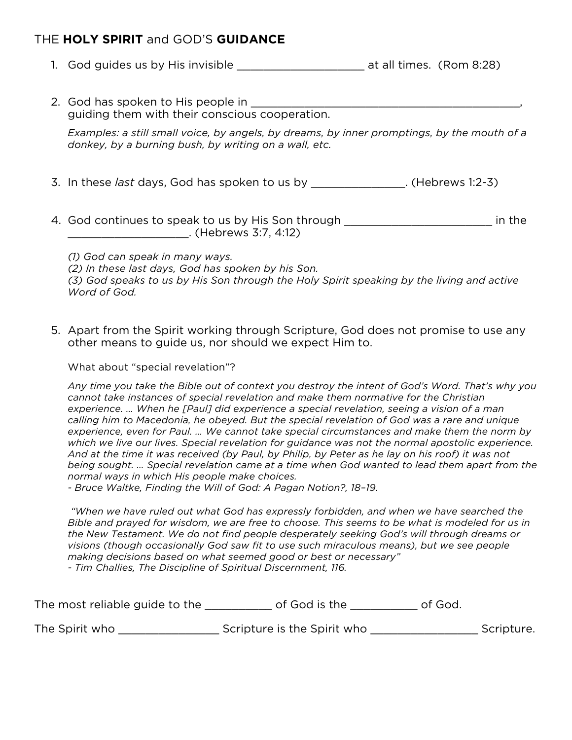# THE **HOLY SPIRIT** and GOD'S **GUIDANCE**

1. God guides us by His invisible ____________________ at all times. (Rom 8:28)

2. God has spoken to His people in __________________________________________, guiding them with their conscious cooperation.

   *Examples: a still small voice, by angels, by dreams, by inner promptings, by the mouth of a donkey, by a burning bush, by writing on a wall, etc.*

3. In these *last* days, God has spoken to us by _______________. (Hebrews 1:2-3)

4. God continues to speak to us by His Son through _______________________ in the ___________________. (Hebrews 3:7, 4:12)

   *(1) God can speak in many ways.*
   *(2) In these last days, God has spoken by his Son.*
   *(3) God speaks to us by His Son through the Holy Spirit speaking by the living and active Word of God.*

5. Apart from the Spirit working through Scripture, God does not promise to use any other means to guide us, nor should we expect Him to.

   What about "special revelation"?

   *Any time you take the Bible out of context you destroy the intent of God's Word. That's why you cannot take instances of special revelation and make them normative for the Christian experience. … When he [Paul] did experience a special revelation, seeing a vision of a man calling him to Macedonia, he obeyed. But the special revelation of God was a rare and unique experience, even for Paul. … We cannot take special circumstances and make them the norm by which we live our lives. Special revelation for guidance was not the normal apostolic experience. And at the time it was received (by Paul, by Philip, by Peter as he lay on his roof) it was not being sought. … Special revelation came at a time when God wanted to lead them apart from the normal ways in which His people make choices.*
   *- Bruce Waltke, Finding the Will of God: A Pagan Notion?, 18–19.*

   *"When we have ruled out what God has expressly forbidden, and when we have searched the Bible and prayed for wisdom, we are free to choose. This seems to be what is modeled for us in the New Testament. We do not find people desperately seeking God's will through dreams or visions (though occasionally God saw fit to use such miraculous means), but we see people making decisions based on what seemed good or best or necessary"*
   *- Tim Challies, The Discipline of Spiritual Discernment, 116.*

The most reliable guide to the __________ of God is the __________ of God.

The Spirit who _______________ Scripture is the Spirit who ________________ Scripture.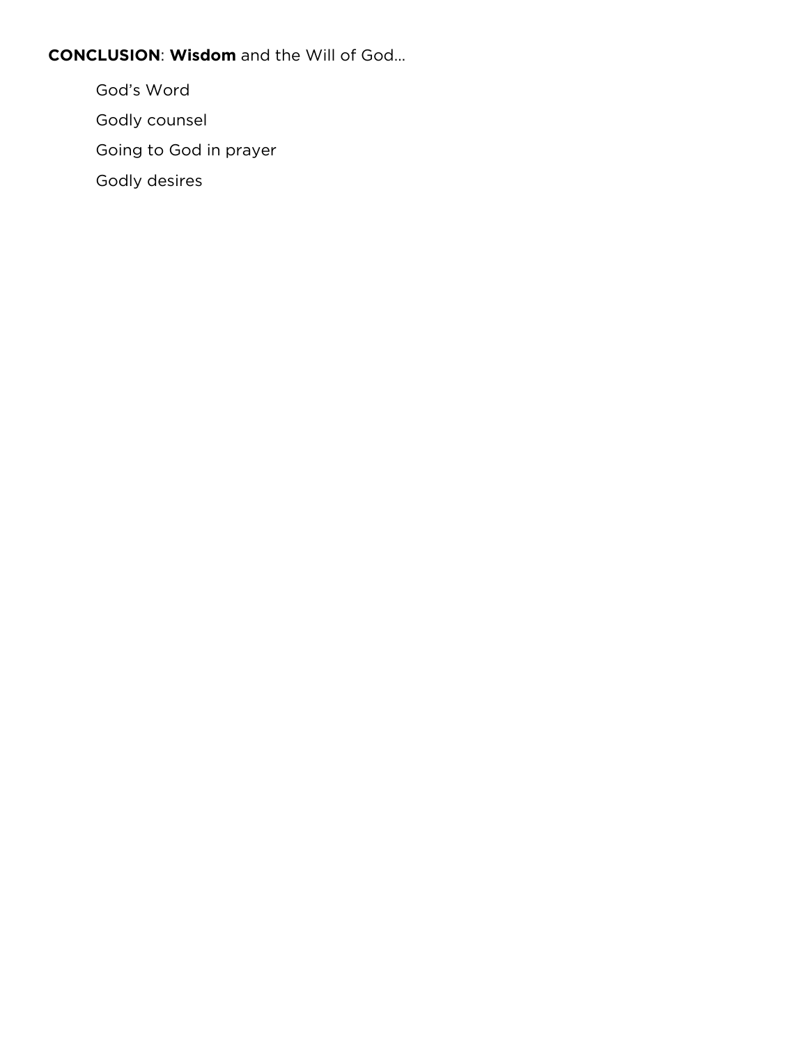**CONCLUSION**: **Wisdom** and the Will of God…

God's Word

Godly counsel

Going to God in prayer

Godly desires